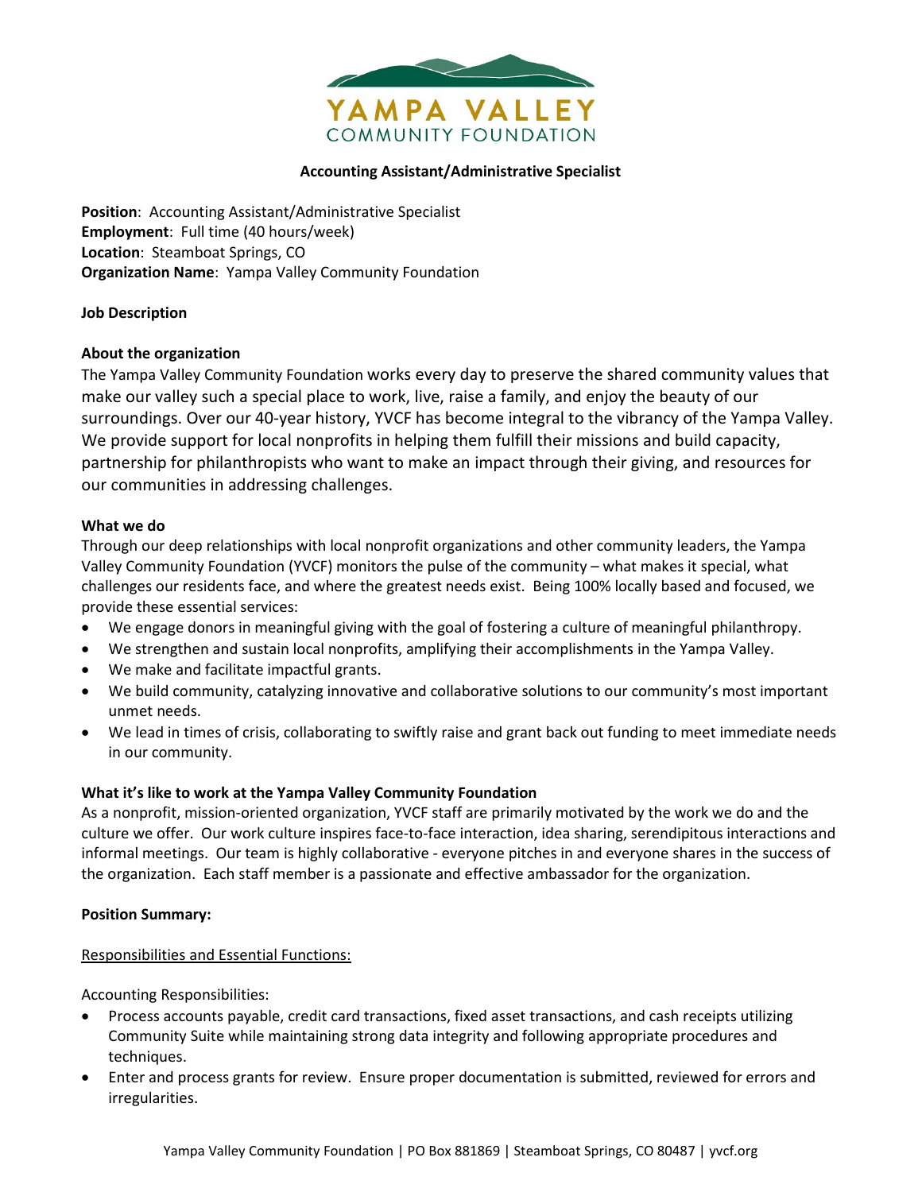# Accounting Assistant/Administrative Specialist

**Position**: Accounting Assistant/Administrative Specialist
**Employment**: Full time (40 hours/week)
**Location**: Steamboat Springs, CO
**Organization Name**: Yampa Valley Community Foundation

**Job Description**

**About the organization**

The Yampa Valley Community Foundation works every day to preserve the shared community values that make our valley such a special place to work, live, raise a family, and enjoy the beauty of our surroundings. Over our 40-year history, YVCF has become integral to the vibrancy of the Yampa Valley. We provide support for local nonprofits in helping them fulfill their missions and build capacity, partnership for philanthropists who want to make an impact through their giving, and resources for our communities in addressing challenges.

**What we do**

Through our deep relationships with local nonprofit organizations and other community leaders, the Yampa Valley Community Foundation (YVCF) monitors the pulse of the community – what makes it special, what challenges our residents face, and where the greatest needs exist. Being 100% locally based and focused, we provide these essential services:

- We engage donors in meaningful giving with the goal of fostering a culture of meaningful philanthropy.
- We strengthen and sustain local nonprofits, amplifying their accomplishments in the Yampa Valley.
- We make and facilitate impactful grants.
- We build community, catalyzing innovative and collaborative solutions to our community's most important unmet needs.
- We lead in times of crisis, collaborating to swiftly raise and grant back out funding to meet immediate needs in our community.

**What it's like to work at the Yampa Valley Community Foundation**

As a nonprofit, mission-oriented organization, YVCF staff are primarily motivated by the work we do and the culture we offer. Our work culture inspires face-to-face interaction, idea sharing, serendipitous interactions and informal meetings. Our team is highly collaborative - everyone pitches in and everyone shares in the success of the organization. Each staff member is a passionate and effective ambassador for the organization.

**Position Summary:**

<u>Responsibilities and Essential Functions:</u>

Accounting Responsibilities:

- Process accounts payable, credit card transactions, fixed asset transactions, and cash receipts utilizing Community Suite while maintaining strong data integrity and following appropriate procedures and techniques.
- Enter and process grants for review. Ensure proper documentation is submitted, reviewed for errors and irregularities.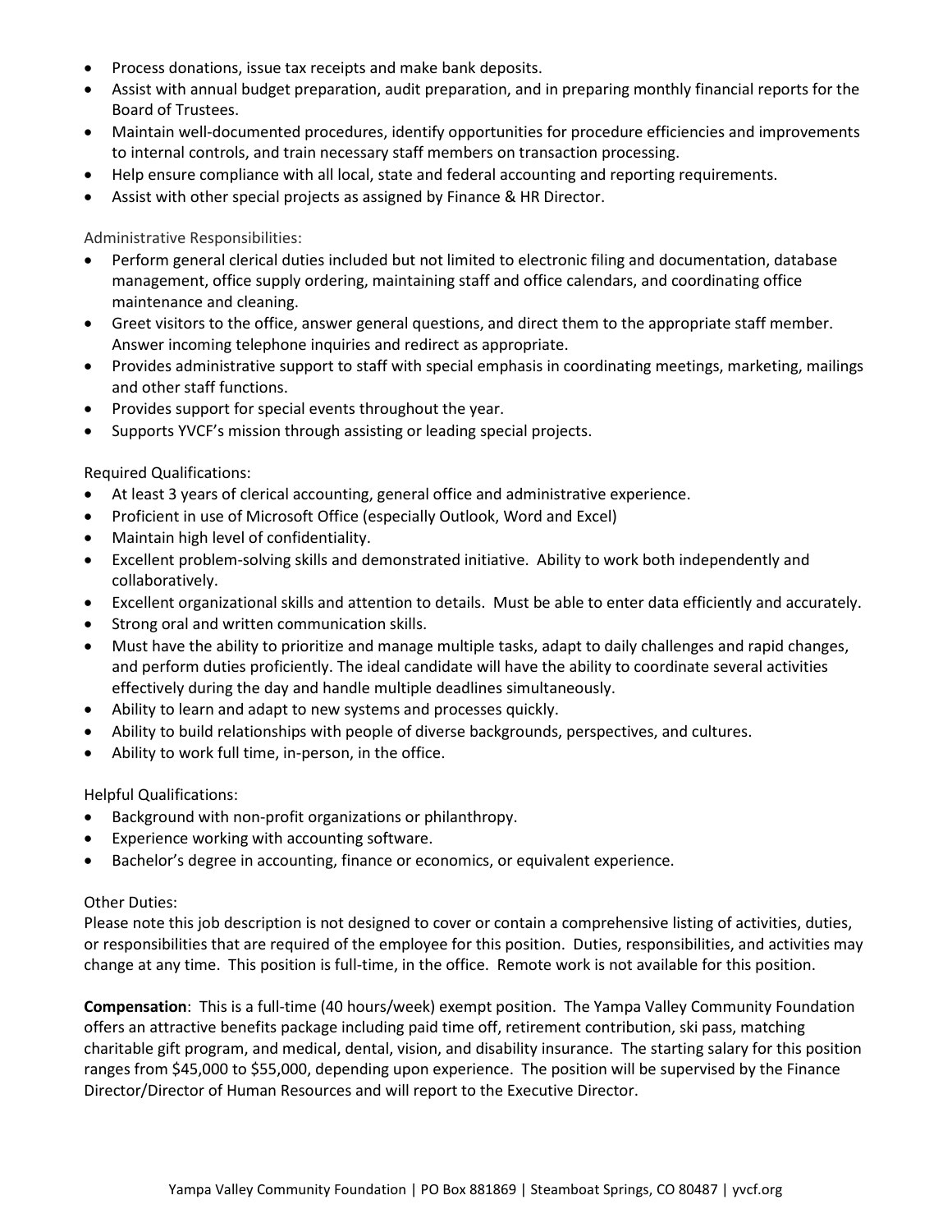- Process donations, issue tax receipts and make bank deposits.
- Assist with annual budget preparation, audit preparation, and in preparing monthly financial reports for the Board of Trustees.
- Maintain well-documented procedures, identify opportunities for procedure efficiencies and improvements to internal controls, and train necessary staff members on transaction processing.
- Help ensure compliance with all local, state and federal accounting and reporting requirements.
- Assist with other special projects as assigned by Finance & HR Director.

Administrative Responsibilities:

- Perform general clerical duties included but not limited to electronic filing and documentation, database management, office supply ordering, maintaining staff and office calendars, and coordinating office maintenance and cleaning.
- Greet visitors to the office, answer general questions, and direct them to the appropriate staff member. Answer incoming telephone inquiries and redirect as appropriate.
- Provides administrative support to staff with special emphasis in coordinating meetings, marketing, mailings and other staff functions.
- Provides support for special events throughout the year.
- Supports YVCF's mission through assisting or leading special projects.

Required Qualifications:

- At least 3 years of clerical accounting, general office and administrative experience.
- Proficient in use of Microsoft Office (especially Outlook, Word and Excel)
- Maintain high level of confidentiality.
- Excellent problem-solving skills and demonstrated initiative. Ability to work both independently and collaboratively.
- Excellent organizational skills and attention to details. Must be able to enter data efficiently and accurately.
- Strong oral and written communication skills.
- Must have the ability to prioritize and manage multiple tasks, adapt to daily challenges and rapid changes, and perform duties proficiently. The ideal candidate will have the ability to coordinate several activities effectively during the day and handle multiple deadlines simultaneously.
- Ability to learn and adapt to new systems and processes quickly.
- Ability to build relationships with people of diverse backgrounds, perspectives, and cultures.
- Ability to work full time, in-person, in the office.

Helpful Qualifications:

- Background with non-profit organizations or philanthropy.
- Experience working with accounting software.
- Bachelor's degree in accounting, finance or economics, or equivalent experience.

Other Duties:

Please note this job description is not designed to cover or contain a comprehensive listing of activities, duties, or responsibilities that are required of the employee for this position. Duties, responsibilities, and activities may change at any time. This position is full-time, in the office. Remote work is not available for this position.

**Compensation**: This is a full-time (40 hours/week) exempt position. The Yampa Valley Community Foundation offers an attractive benefits package including paid time off, retirement contribution, ski pass, matching charitable gift program, and medical, dental, vision, and disability insurance. The starting salary for this position ranges from $45,000 to $55,000, depending upon experience. The position will be supervised by the Finance Director/Director of Human Resources and will report to the Executive Director.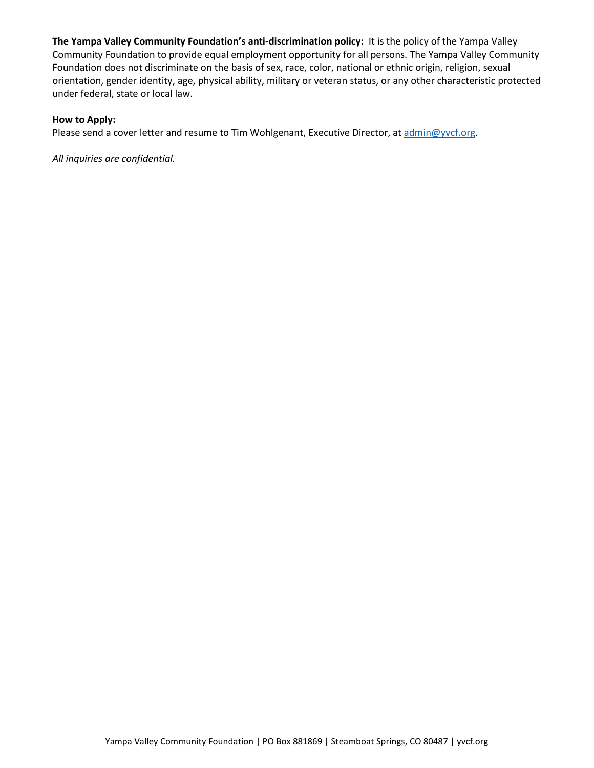**The Yampa Valley Community Foundation's anti-discrimination policy:** It is the policy of the Yampa Valley Community Foundation to provide equal employment opportunity for all persons. The Yampa Valley Community Foundation does not discriminate on the basis of sex, race, color, national or ethnic origin, religion, sexual orientation, gender identity, age, physical ability, military or veteran status, or any other characteristic protected under federal, state or local law.

**How to Apply:**
Please send a cover letter and resume to Tim Wohlgenant, Executive Director, at admin@yvcf.org.

*All inquiries are confidential.*